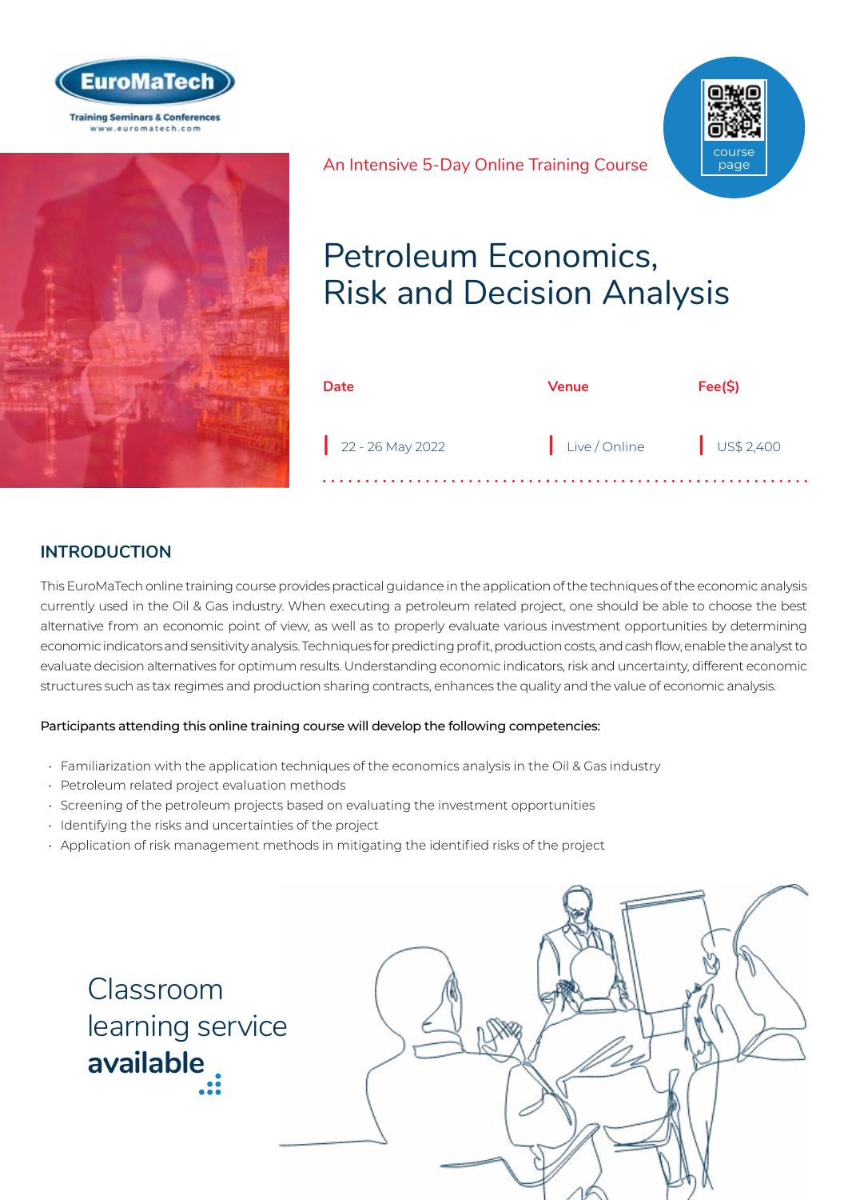EuroMaTech

Training Seminars & Conferences
www.euromatech.com

An Intensive 5-Day Online Training Course

course page

# Petroleum Economics, Risk and Decision Analysis

| Date | Venue | Fee($) |
| --- | --- | --- |
| 22 - 26 May 2022 | Live / Online | US$ 2,400 |

## INTRODUCTION

This EuroMaTech online training course provides practical guidance in the application of the techniques of the economic analysis currently used in the Oil & Gas industry. When executing a petroleum related project, one should be able to choose the best alternative from an economic point of view, as well as to properly evaluate various investment opportunities by determining economic indicators and sensitivity analysis. Techniques for predicting profit, production costs, and cash flow, enable the analyst to evaluate decision alternatives for optimum results. Understanding economic indicators, risk and uncertainty, different economic structures such as tax regimes and production sharing contracts, enhances the quality and the value of economic analysis.

**Participants attending this online training course will develop the following competencies:**

- Familiarization with the application techniques of the economics analysis in the Oil & Gas industry
- Petroleum related project evaluation methods
- Screening of the petroleum projects based on evaluating the investment opportunities
- Identifying the risks and uncertainties of the project
- Application of risk management methods in mitigating the identified risks of the project

Classroom learning service **available**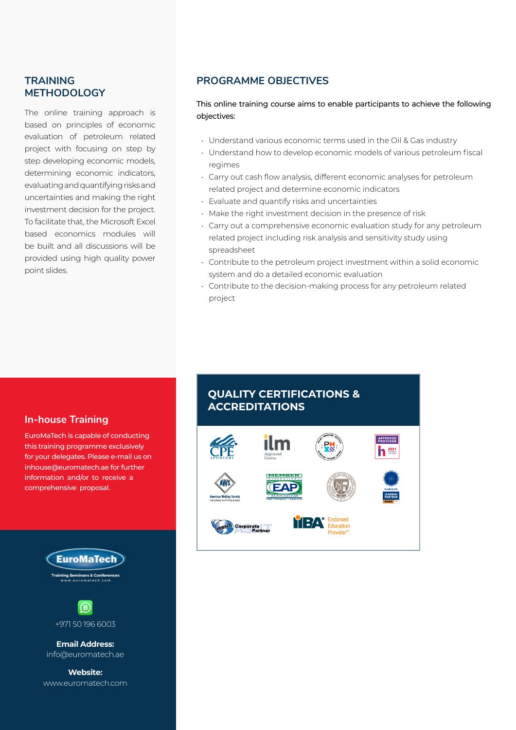## TRAINING METHODOLOGY

The online training approach is based on principles of economic evaluation of petroleum related project with focusing on step by step developing economic models, determining economic indicators, evaluating and quantifying risks and uncertainties and making the right investment decision for the project. To facilitate that, the Microsoft Excel based economics modules will be built and all discussions will be provided using high quality power point slides.

## PROGRAMME OBJECTIVES

This online training course aims to enable participants to achieve the following objectives:

- Understand various economic terms used in the Oil & Gas industry
- Understand how to develop economic models of various petroleum fiscal regimes
- Carry out cash flow analysis, different economic analyses for petroleum related project and determine economic indicators
- Evaluate and quantify risks and uncertainties
- Make the right investment decision in the presence of risk
- Carry out a comprehensive economic evaluation study for any petroleum related project including risk analysis and sensitivity study using spreadsheet
- Contribute to the petroleum project investment within a solid economic system and do a detailed economic evaluation
- Contribute to the decision-making process for any petroleum related project

## In-house Training

EuroMaTech is capable of conducting this training programme exclusively for your delegates. Please e-mail us on inhouse@euromatech.ae for further information and/or to receive a comprehensive proposal.

## QUALITY CERTIFICATIONS & ACCREDITATIONS

EuroMaTech
Training Seminars & Conferences
www.euromatech.com

+971 50 196 6003

**Email Address:**
info@euromatech.ae

**Website:**
www.euromatech.com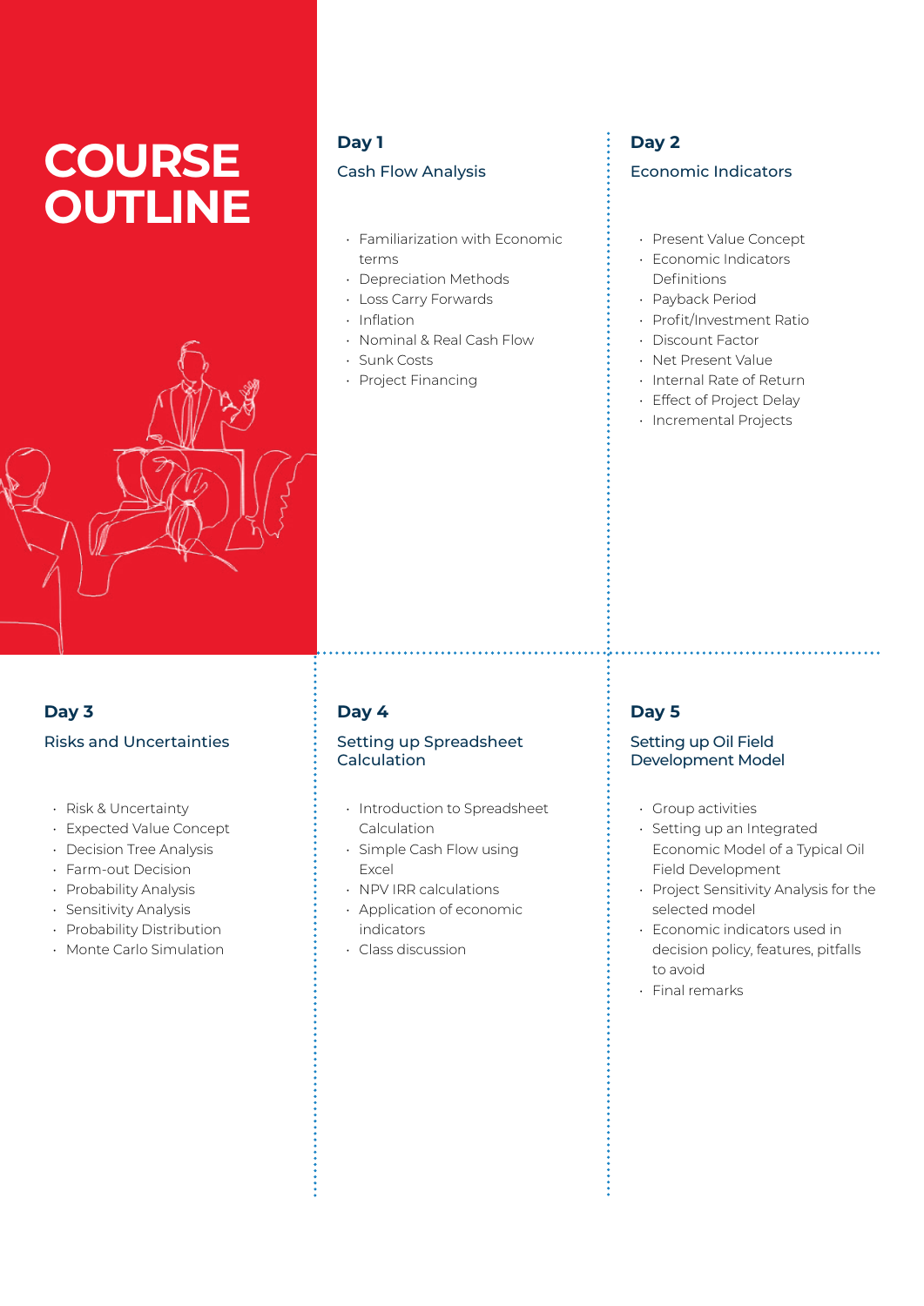# COURSE OUTLINE

## Day 1

### Cash Flow Analysis

- Familiarization with Economic terms
- Depreciation Methods
- Loss Carry Forwards
- Inflation
- Nominal & Real Cash Flow
- Sunk Costs
- Project Financing

## Day 2

### Economic Indicators

- Present Value Concept
- Economic Indicators Definitions
- Payback Period
- Profit/Investment Ratio
- Discount Factor
- Net Present Value
- Internal Rate of Return
- Effect of Project Delay
- Incremental Projects

## Day 3

### Risks and Uncertainties

- Risk & Uncertainty
- Expected Value Concept
- Decision Tree Analysis
- Farm-out Decision
- Probability Analysis
- Sensitivity Analysis
- Probability Distribution
- Monte Carlo Simulation

## Day 4

### Setting up Spreadsheet Calculation

- Introduction to Spreadsheet Calculation
- Simple Cash Flow using Excel
- NPV IRR calculations
- Application of economic indicators
- Class discussion

## Day 5

### Setting up Oil Field Development Model

- Group activities
- Setting up an Integrated Economic Model of a Typical Oil Field Development
- Project Sensitivity Analysis for the selected model
- Economic indicators used in decision policy, features, pitfalls to avoid
- Final remarks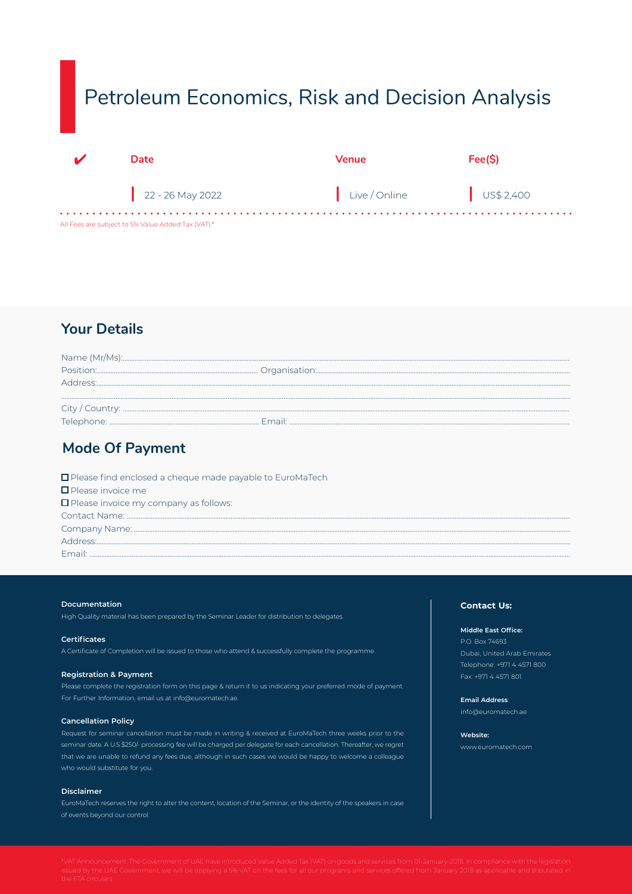# Petroleum Economics, Risk and Decision Analysis

| | Date | Venue | Fee($) |
|---|---|---|---|
| ✔ | 22 - 26 May 2022 | Live / Online | US$ 2,400 |

All Fees are subject to 5% Value Added Tax (VAT).*

## Your Details

Name (Mr/Ms):.....................................................................................................................

Position:.............................................. Organisation:..........................................................

Address:...............................................................................................................................

.............................................................................................................................................

City / Country: ....................................................................................................................

Telephone: ........................................... Email: ....................................................................

## Mode Of Payment

- ☐ Please find enclosed a cheque made payable to EuroMaTech
- ☐ Please invoice me
- ☐ Please invoice my company as follows:

Contact Name: .....................................................................................................................

Company Name: ...................................................................................................................

Address:...............................................................................................................................

Email: ...................................................................................................................................

**Documentation**

High Quality material has been prepared by the Seminar Leader for distribution to delegates.

**Certificates**

A Certificate of Completion will be issued to those who attend & successfully complete the programme.

**Registration & Payment**

Please complete the registration form on this page & return it to us indicating your preferred mode of payment. For Further Information, email us at info@euromatech.ae.

**Cancellation Policy**

Request for seminar cancellation must be made in writing & received at EuroMaTech three weeks prior to the seminar date. A U.S.$250/- processing fee will be charged per delegate for each cancellation. Thereafter, we regret that we are unable to refund any fees due, although in such cases we would be happy to welcome a colleague who would substitute for you.

**Disclaimer**

EuroMaTech reserves the right to alter the content, location of the Seminar, or the identity of the speakers in case of events beyond our control.

**Contact Us:**

**Middle East Office:**

P.O. Box 74693
Dubai, United Arab Emirates
Telephone: +971 4 4571 800
Fax: +971 4 4571 801

**Email Address**

info@euromatech.ae

**Website:**

www.euromatech.com

*VAT Announcement: The Government of UAE have introduced Value Added Tax (VAT) on goods and services from 01-January-2018. In compliance with the legislation issued by the UAE Government, we will be applying a 5% VAT on the fees for all our programs and services offered from January 2018 as applicable and stipulated in the FTA circulars.